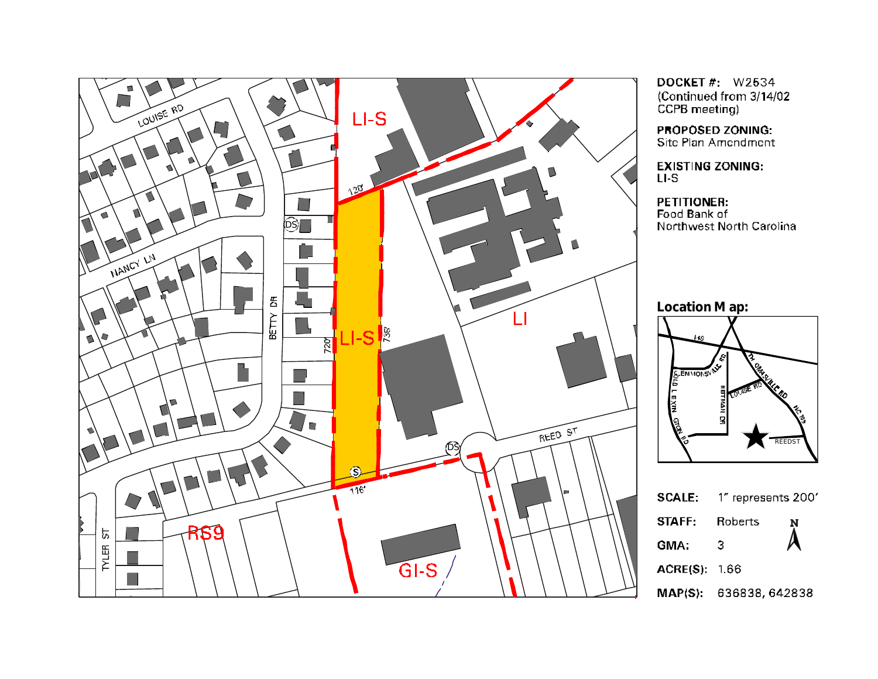**DOCKET #:** W2534
(Continued from 3/14/02 CCPB meeting)

**PROPOSED ZONING:**
Site Plan Amendment

**EXISTING ZONING:**
LI-S

**PETITIONER:**
Food Bank of Northwest North Carolina

**Location Map:**

| | |
|---|---|
| **SCALE:** | 1" represents 200' |
| **STAFF:** | Roberts |
| **GMA:** | 3 |
| **ACRE(S):** | 1.66 |
| **MAP(S):** | 636838, 642838 |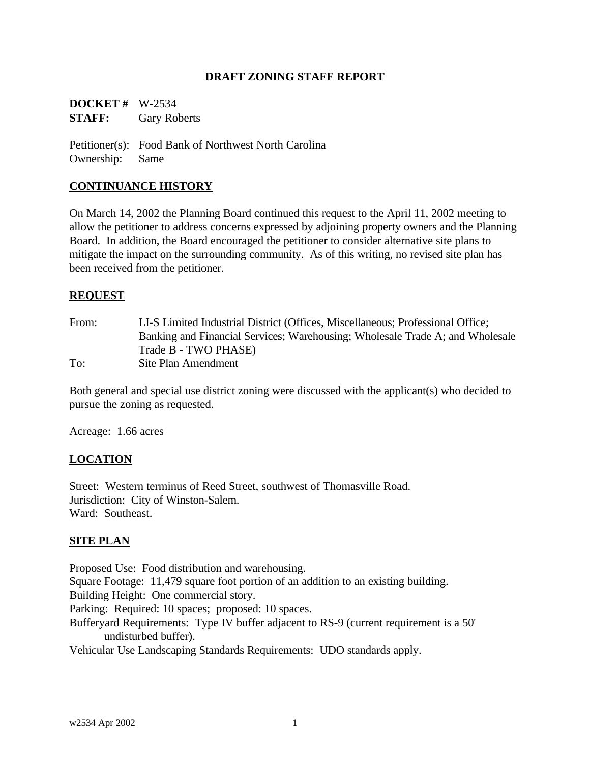# DRAFT ZONING STAFF REPORT

**DOCKET #** W-2534
**STAFF:** Gary Roberts

Petitioner(s): Food Bank of Northwest North Carolina
Ownership: Same

## CONTINUANCE HISTORY

On March 14, 2002 the Planning Board continued this request to the April 11, 2002 meeting to allow the petitioner to address concerns expressed by adjoining property owners and the Planning Board. In addition, the Board encouraged the petitioner to consider alternative site plans to mitigate the impact on the surrounding community. As of this writing, no revised site plan has been received from the petitioner.

## REQUEST

From: LI-S Limited Industrial District (Offices, Miscellaneous; Professional Office; Banking and Financial Services; Warehousing; Wholesale Trade A; and Wholesale Trade B - TWO PHASE)
To: Site Plan Amendment

Both general and special use district zoning were discussed with the applicant(s) who decided to pursue the zoning as requested.

Acreage: 1.66 acres

## LOCATION

Street: Western terminus of Reed Street, southwest of Thomasville Road.
Jurisdiction: City of Winston-Salem.
Ward: Southeast.

## SITE PLAN

Proposed Use: Food distribution and warehousing.
Square Footage: 11,479 square foot portion of an addition to an existing building.
Building Height: One commercial story.
Parking: Required: 10 spaces; proposed: 10 spaces.
Bufferyard Requirements: Type IV buffer adjacent to RS-9 (current requirement is a 50' undisturbed buffer).
Vehicular Use Landscaping Standards Requirements: UDO standards apply.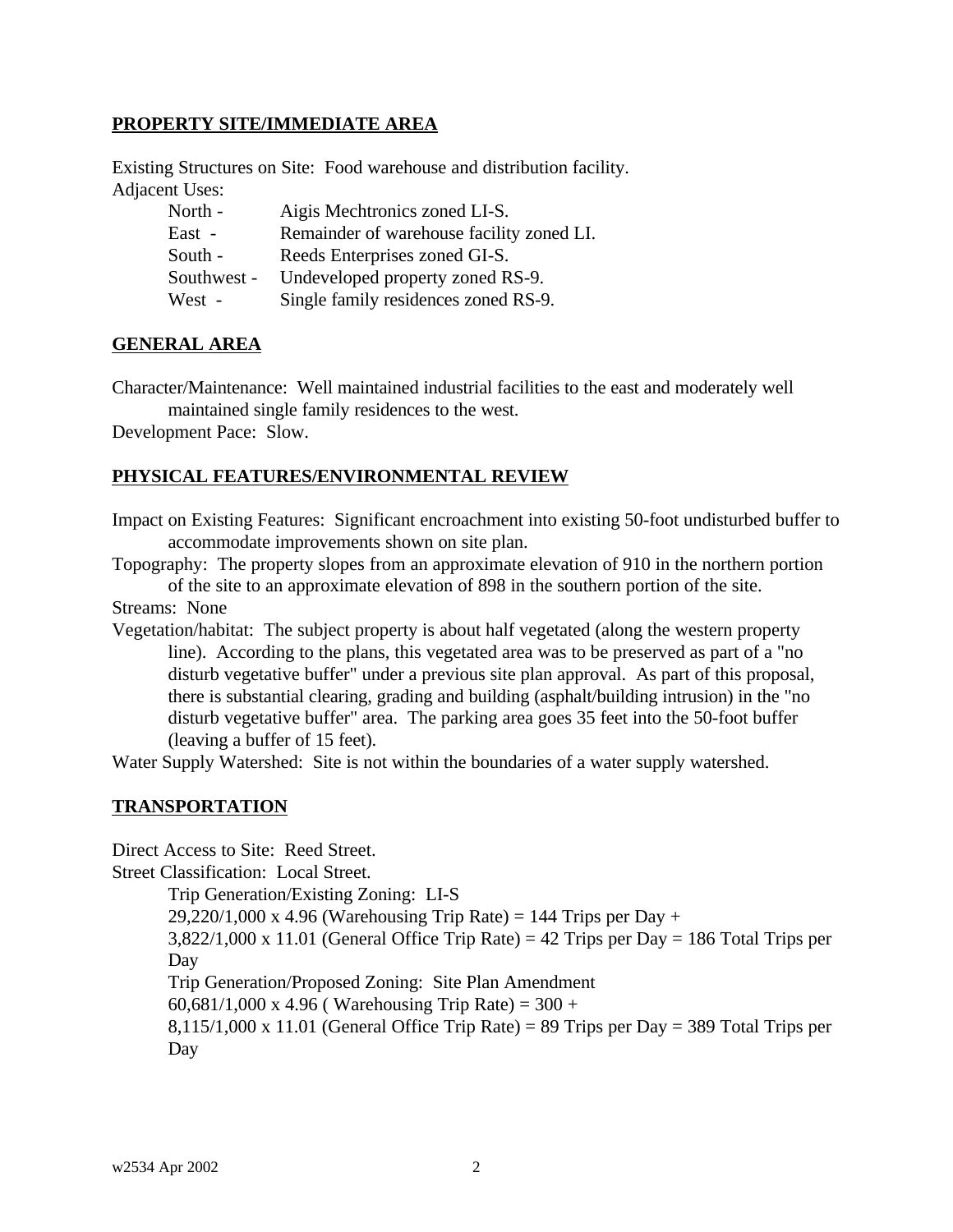## PROPERTY SITE/IMMEDIATE AREA

Existing Structures on Site: Food warehouse and distribution facility.

Adjacent Uses:

| | |
|---|---|
| North - | Aigis Mechtronics zoned LI-S. |
| East - | Remainder of warehouse facility zoned LI. |
| South - | Reeds Enterprises zoned GI-S. |
| Southwest - | Undeveloped property zoned RS-9. |
| West - | Single family residences zoned RS-9. |

## GENERAL AREA

Character/Maintenance: Well maintained industrial facilities to the east and moderately well maintained single family residences to the west.

Development Pace: Slow.

## PHYSICAL FEATURES/ENVIRONMENTAL REVIEW

Impact on Existing Features: Significant encroachment into existing 50-foot undisturbed buffer to accommodate improvements shown on site plan.

Topography: The property slopes from an approximate elevation of 910 in the northern portion of the site to an approximate elevation of 898 in the southern portion of the site.

Streams: None

Vegetation/habitat: The subject property is about half vegetated (along the western property line). According to the plans, this vegetated area was to be preserved as part of a "no disturb vegetative buffer" under a previous site plan approval. As part of this proposal, there is substantial clearing, grading and building (asphalt/building intrusion) in the "no disturb vegetative buffer" area. The parking area goes 35 feet into the 50-foot buffer (leaving a buffer of 15 feet).

Water Supply Watershed: Site is not within the boundaries of a water supply watershed.

## TRANSPORTATION

Direct Access to Site: Reed Street.

Street Classification: Local Street.

Trip Generation/Existing Zoning: LI-S

29,220/1,000 x 4.96 (Warehousing Trip Rate) = 144 Trips per Day +
3,822/1,000 x 11.01 (General Office Trip Rate) = 42 Trips per Day = 186 Total Trips per Day

Trip Generation/Proposed Zoning: Site Plan Amendment

60,681/1,000 x 4.96 ( Warehousing Trip Rate) = 300 +
8,115/1,000 x 11.01 (General Office Trip Rate) = 89 Trips per Day = 389 Total Trips per Day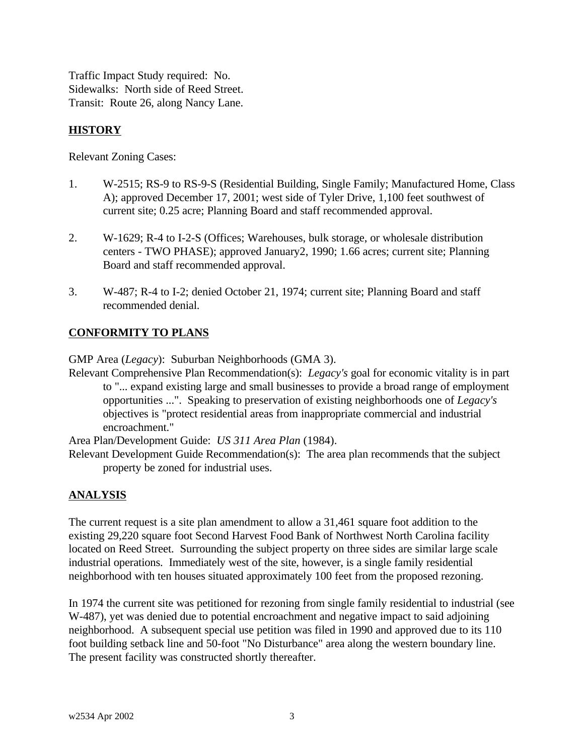Traffic Impact Study required: No.
Sidewalks: North side of Reed Street.
Transit: Route 26, along Nancy Lane.

## HISTORY

Relevant Zoning Cases:

1. W-2515; RS-9 to RS-9-S (Residential Building, Single Family; Manufactured Home, Class A); approved December 17, 2001; west side of Tyler Drive, 1,100 feet southwest of current site; 0.25 acre; Planning Board and staff recommended approval.

2. W-1629; R-4 to I-2-S (Offices; Warehouses, bulk storage, or wholesale distribution centers - TWO PHASE); approved January2, 1990; 1.66 acres; current site; Planning Board and staff recommended approval.

3. W-487; R-4 to I-2; denied October 21, 1974; current site; Planning Board and staff recommended denial.

## CONFORMITY TO PLANS

GMP Area (*Legacy*): Suburban Neighborhoods (GMA 3).

Relevant Comprehensive Plan Recommendation(s): *Legacy's* goal for economic vitality is in part to "... expand existing large and small businesses to provide a broad range of employment opportunities ...". Speaking to preservation of existing neighborhoods one of *Legacy's* objectives is "protect residential areas from inappropriate commercial and industrial encroachment."

Area Plan/Development Guide: *US 311 Area Plan* (1984).

Relevant Development Guide Recommendation(s): The area plan recommends that the subject property be zoned for industrial uses.

## ANALYSIS

The current request is a site plan amendment to allow a 31,461 square foot addition to the existing 29,220 square foot Second Harvest Food Bank of Northwest North Carolina facility located on Reed Street. Surrounding the subject property on three sides are similar large scale industrial operations. Immediately west of the site, however, is a single family residential neighborhood with ten houses situated approximately 100 feet from the proposed rezoning.

In 1974 the current site was petitioned for rezoning from single family residential to industrial (see W-487), yet was denied due to potential encroachment and negative impact to said adjoining neighborhood. A subsequent special use petition was filed in 1990 and approved due to its 110 foot building setback line and 50-foot "No Disturbance" area along the western boundary line. The present facility was constructed shortly thereafter.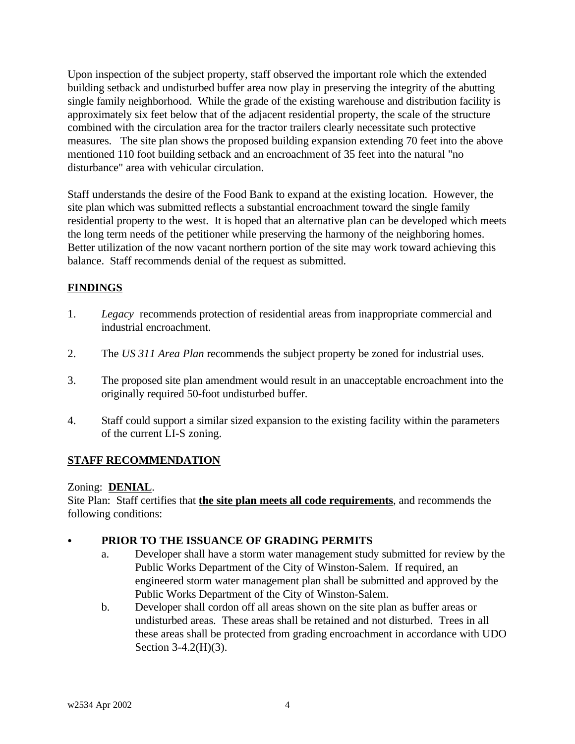Upon inspection of the subject property, staff observed the important role which the extended building setback and undisturbed buffer area now play in preserving the integrity of the abutting single family neighborhood. While the grade of the existing warehouse and distribution facility is approximately six feet below that of the adjacent residential property, the scale of the structure combined with the circulation area for the tractor trailers clearly necessitate such protective measures. The site plan shows the proposed building expansion extending 70 feet into the above mentioned 110 foot building setback and an encroachment of 35 feet into the natural "no disturbance" area with vehicular circulation.

Staff understands the desire of the Food Bank to expand at the existing location. However, the site plan which was submitted reflects a substantial encroachment toward the single family residential property to the west. It is hoped that an alternative plan can be developed which meets the long term needs of the petitioner while preserving the harmony of the neighboring homes. Better utilization of the now vacant northern portion of the site may work toward achieving this balance. Staff recommends denial of the request as submitted.

## FINDINGS

1. *Legacy* recommends protection of residential areas from inappropriate commercial and industrial encroachment.

2. The *US 311 Area Plan* recommends the subject property be zoned for industrial uses.

3. The proposed site plan amendment would result in an unacceptable encroachment into the originally required 50-foot undisturbed buffer.

4. Staff could support a similar sized expansion to the existing facility within the parameters of the current LI-S zoning.

## STAFF RECOMMENDATION

Zoning: **DENIAL**.
Site Plan: Staff certifies that **the site plan meets all code requirements**, and recommends the following conditions:

- **PRIOR TO THE ISSUANCE OF GRADING PERMITS**
  a. Developer shall have a storm water management study submitted for review by the Public Works Department of the City of Winston-Salem. If required, an engineered storm water management plan shall be submitted and approved by the Public Works Department of the City of Winston-Salem.
  b. Developer shall cordon off all areas shown on the site plan as buffer areas or undisturbed areas. These areas shall be retained and not disturbed. Trees in all these areas shall be protected from grading encroachment in accordance with UDO Section 3-4.2(H)(3).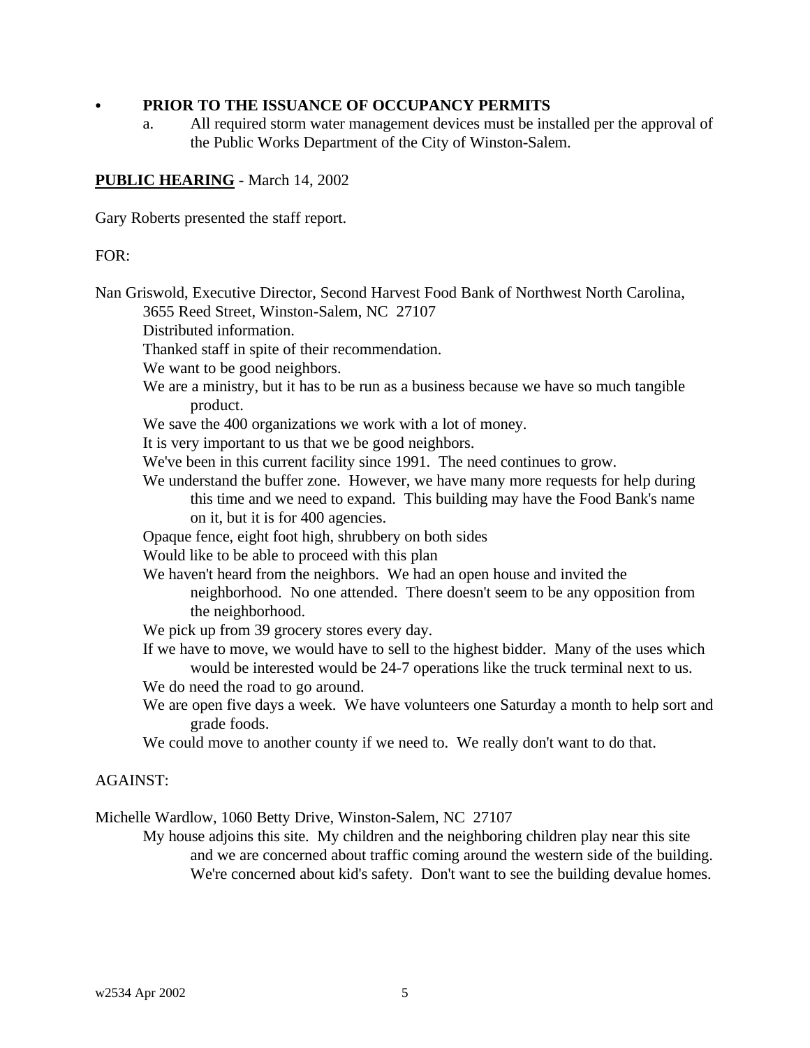- **PRIOR TO THE ISSUANCE OF OCCUPANCY PERMITS**
  - a. All required storm water management devices must be installed per the approval of the Public Works Department of the City of Winston-Salem.

**PUBLIC HEARING** - March 14, 2002

Gary Roberts presented the staff report.

FOR:

Nan Griswold, Executive Director, Second Harvest Food Bank of Northwest North Carolina, 3655 Reed Street, Winston-Salem, NC 27107

Distributed information.

Thanked staff in spite of their recommendation.

We want to be good neighbors.

We are a ministry, but it has to be run as a business because we have so much tangible product.

We save the 400 organizations we work with a lot of money.

It is very important to us that we be good neighbors.

We've been in this current facility since 1991. The need continues to grow.

We understand the buffer zone. However, we have many more requests for help during this time and we need to expand. This building may have the Food Bank's name on it, but it is for 400 agencies.

Opaque fence, eight foot high, shrubbery on both sides

Would like to be able to proceed with this plan

We haven't heard from the neighbors. We had an open house and invited the neighborhood. No one attended. There doesn't seem to be any opposition from the neighborhood.

We pick up from 39 grocery stores every day.

If we have to move, we would have to sell to the highest bidder. Many of the uses which would be interested would be 24-7 operations like the truck terminal next to us.

We do need the road to go around.

We are open five days a week. We have volunteers one Saturday a month to help sort and grade foods.

We could move to another county if we need to. We really don't want to do that.

AGAINST:

Michelle Wardlow, 1060 Betty Drive, Winston-Salem, NC 27107

My house adjoins this site. My children and the neighboring children play near this site and we are concerned about traffic coming around the western side of the building. We're concerned about kid's safety. Don't want to see the building devalue homes.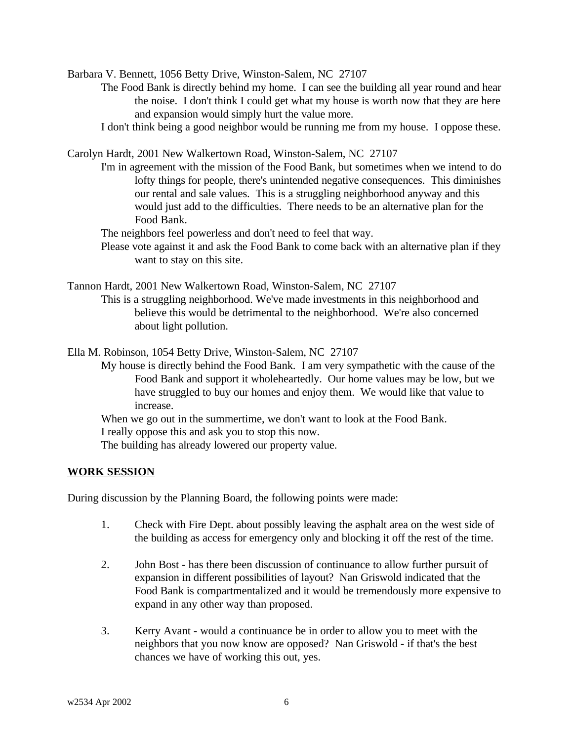Barbara V. Bennett, 1056 Betty Drive, Winston-Salem, NC 27107

The Food Bank is directly behind my home. I can see the building all year round and hear the noise. I don't think I could get what my house is worth now that they are here and expansion would simply hurt the value more.

I don't think being a good neighbor would be running me from my house. I oppose these.

Carolyn Hardt, 2001 New Walkertown Road, Winston-Salem, NC 27107

I'm in agreement with the mission of the Food Bank, but sometimes when we intend to do lofty things for people, there's unintended negative consequences. This diminishes our rental and sale values. This is a struggling neighborhood anyway and this would just add to the difficulties. There needs to be an alternative plan for the Food Bank.

The neighbors feel powerless and don't need to feel that way.

Please vote against it and ask the Food Bank to come back with an alternative plan if they want to stay on this site.

Tannon Hardt, 2001 New Walkertown Road, Winston-Salem, NC 27107

This is a struggling neighborhood. We've made investments in this neighborhood and believe this would be detrimental to the neighborhood. We're also concerned about light pollution.

Ella M. Robinson, 1054 Betty Drive, Winston-Salem, NC 27107

My house is directly behind the Food Bank. I am very sympathetic with the cause of the Food Bank and support it wholeheartedly. Our home values may be low, but we have struggled to buy our homes and enjoy them. We would like that value to increase.

When we go out in the summertime, we don't want to look at the Food Bank.

I really oppose this and ask you to stop this now.

The building has already lowered our property value.

**WORK SESSION**

During discussion by the Planning Board, the following points were made:

1. Check with Fire Dept. about possibly leaving the asphalt area on the west side of the building as access for emergency only and blocking it off the rest of the time.

2. John Bost - has there been discussion of continuance to allow further pursuit of expansion in different possibilities of layout? Nan Griswold indicated that the Food Bank is compartmentalized and it would be tremendously more expensive to expand in any other way than proposed.

3. Kerry Avant - would a continuance be in order to allow you to meet with the neighbors that you now know are opposed? Nan Griswold - if that's the best chances we have of working this out, yes.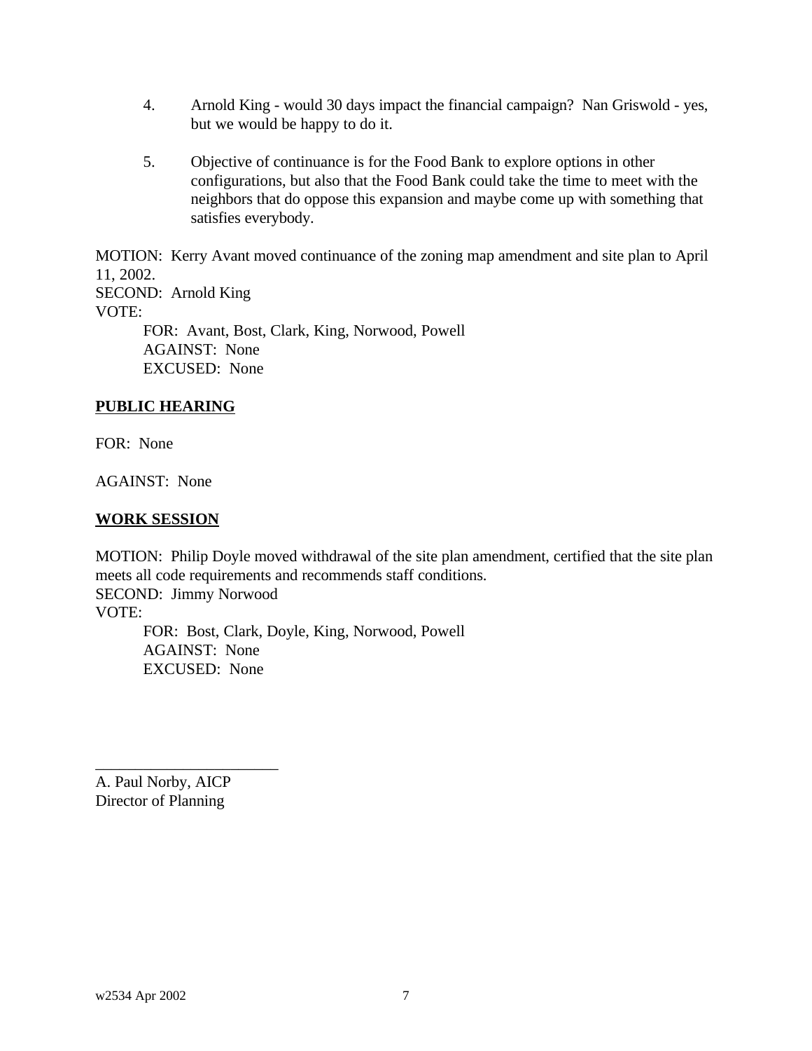4. Arnold King - would 30 days impact the financial campaign? Nan Griswold - yes, but we would be happy to do it.

5. Objective of continuance is for the Food Bank to explore options in other configurations, but also that the Food Bank could take the time to meet with the neighbors that do oppose this expansion and maybe come up with something that satisfies everybody.

MOTION: Kerry Avant moved continuance of the zoning map amendment and site plan to April 11, 2002.
SECOND: Arnold King
VOTE:
FOR: Avant, Bost, Clark, King, Norwood, Powell
AGAINST: None
EXCUSED: None

## PUBLIC HEARING

FOR: None

AGAINST: None

## WORK SESSION

MOTION: Philip Doyle moved withdrawal of the site plan amendment, certified that the site plan meets all code requirements and recommends staff conditions.
SECOND: Jimmy Norwood
VOTE:
FOR: Bost, Clark, Doyle, King, Norwood, Powell
AGAINST: None
EXCUSED: None

\_\_\_\_\_\_\_\_\_\_\_\_\_\_\_\_\_\_\_\_\_\_\_\_
A. Paul Norby, AICP
Director of Planning

w2534 Apr 2002